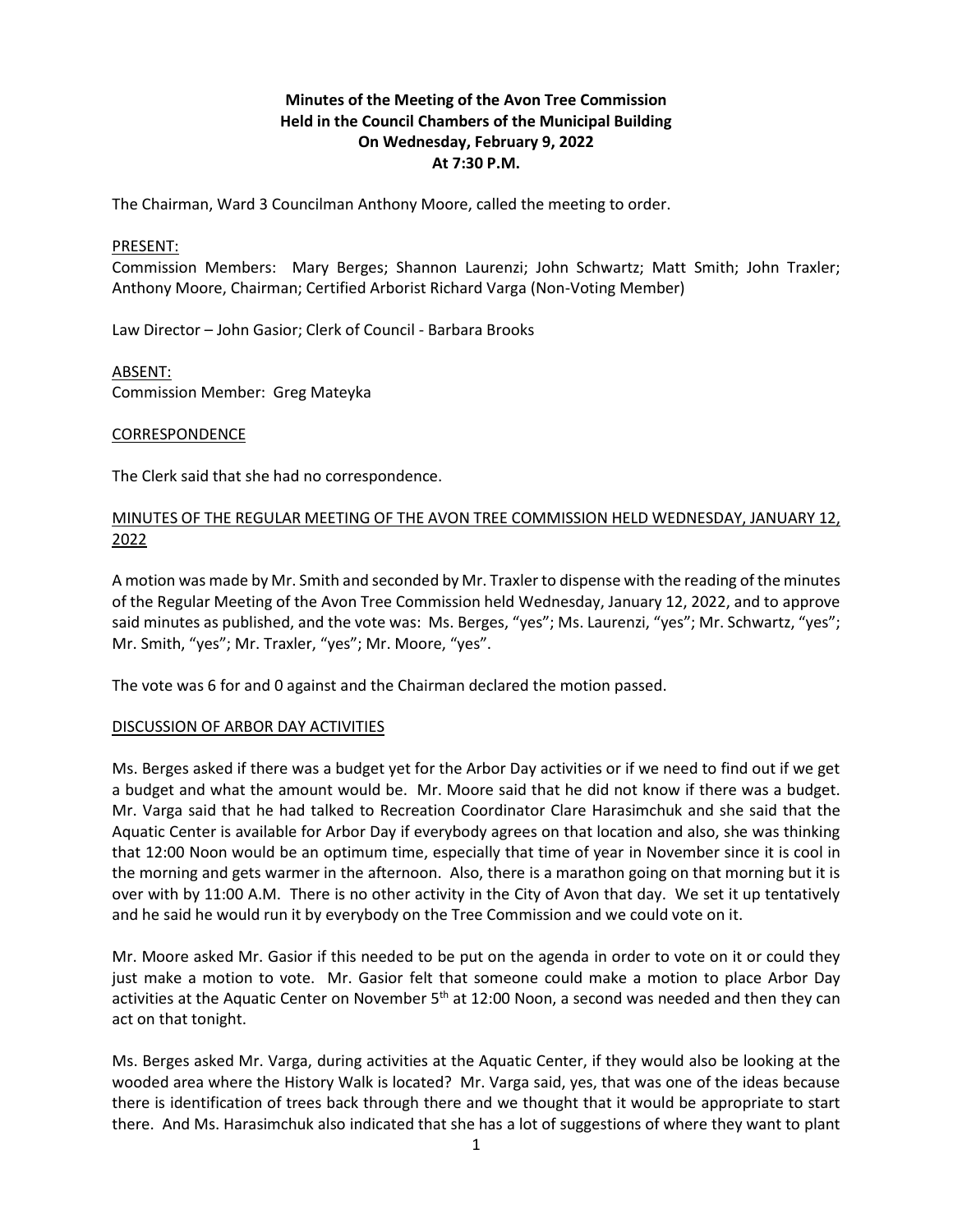**Minutes of the Meeting of the Avon Tree Commission**
**Held in the Council Chambers of the Municipal Building**
**On Wednesday, February 9, 2022**
**At 7:30 P.M.**

The Chairman, Ward 3 Councilman Anthony Moore, called the meeting to order.

PRESENT:

Commission Members: Mary Berges; Shannon Laurenzi; John Schwartz; Matt Smith; John Traxler; Anthony Moore, Chairman; Certified Arborist Richard Varga (Non-Voting Member)

Law Director – John Gasior; Clerk of Council - Barbara Brooks

ABSENT:

Commission Member: Greg Mateyka

CORRESPONDENCE

The Clerk said that she had no correspondence.

MINUTES OF THE REGULAR MEETING OF THE AVON TREE COMMISSION HELD WEDNESDAY, JANUARY 12, 2022

A motion was made by Mr. Smith and seconded by Mr. Traxler to dispense with the reading of the minutes of the Regular Meeting of the Avon Tree Commission held Wednesday, January 12, 2022, and to approve said minutes as published, and the vote was: Ms. Berges, "yes"; Ms. Laurenzi, "yes"; Mr. Schwartz, "yes"; Mr. Smith, "yes"; Mr. Traxler, "yes"; Mr. Moore, "yes".

The vote was 6 for and 0 against and the Chairman declared the motion passed.

DISCUSSION OF ARBOR DAY ACTIVITIES

Ms. Berges asked if there was a budget yet for the Arbor Day activities or if we need to find out if we get a budget and what the amount would be. Mr. Moore said that he did not know if there was a budget. Mr. Varga said that he had talked to Recreation Coordinator Clare Harasimchuk and she said that the Aquatic Center is available for Arbor Day if everybody agrees on that location and also, she was thinking that 12:00 Noon would be an optimum time, especially that time of year in November since it is cool in the morning and gets warmer in the afternoon. Also, there is a marathon going on that morning but it is over with by 11:00 A.M. There is no other activity in the City of Avon that day. We set it up tentatively and he said he would run it by everybody on the Tree Commission and we could vote on it.

Mr. Moore asked Mr. Gasior if this needed to be put on the agenda in order to vote on it or could they just make a motion to vote. Mr. Gasior felt that someone could make a motion to place Arbor Day activities at the Aquatic Center on November 5th at 12:00 Noon, a second was needed and then they can act on that tonight.

Ms. Berges asked Mr. Varga, during activities at the Aquatic Center, if they would also be looking at the wooded area where the History Walk is located? Mr. Varga said, yes, that was one of the ideas because there is identification of trees back through there and we thought that it would be appropriate to start there. And Ms. Harasimchuk also indicated that she has a lot of suggestions of where they want to plant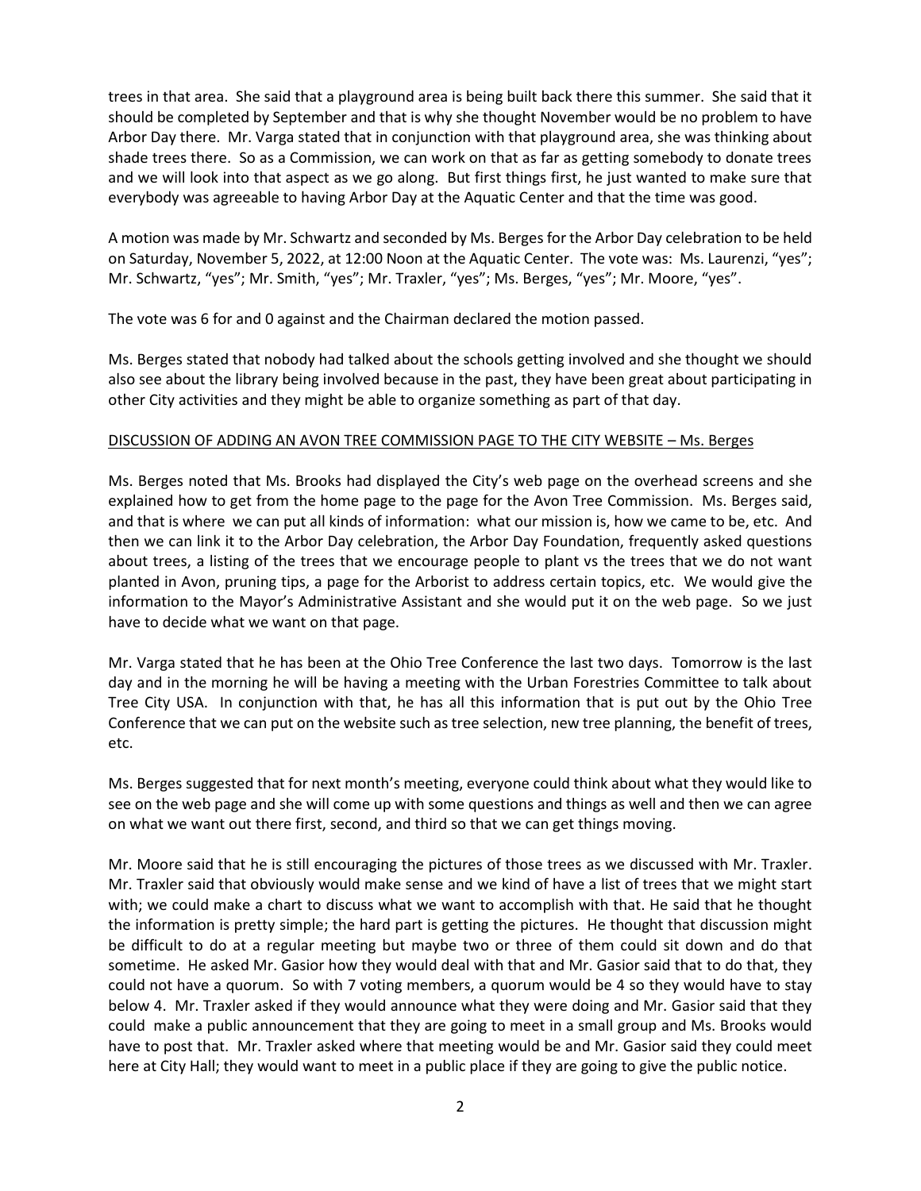trees in that area. She said that a playground area is being built back there this summer. She said that it should be completed by September and that is why she thought November would be no problem to have Arbor Day there. Mr. Varga stated that in conjunction with that playground area, she was thinking about shade trees there. So as a Commission, we can work on that as far as getting somebody to donate trees and we will look into that aspect as we go along. But first things first, he just wanted to make sure that everybody was agreeable to having Arbor Day at the Aquatic Center and that the time was good.

A motion was made by Mr. Schwartz and seconded by Ms. Berges for the Arbor Day celebration to be held on Saturday, November 5, 2022, at 12:00 Noon at the Aquatic Center. The vote was: Ms. Laurenzi, "yes"; Mr. Schwartz, "yes"; Mr. Smith, "yes"; Mr. Traxler, "yes"; Ms. Berges, "yes"; Mr. Moore, "yes".

The vote was 6 for and 0 against and the Chairman declared the motion passed.

Ms. Berges stated that nobody had talked about the schools getting involved and she thought we should also see about the library being involved because in the past, they have been great about participating in other City activities and they might be able to organize something as part of that day.

DISCUSSION OF ADDING AN AVON TREE COMMISSION PAGE TO THE CITY WEBSITE – Ms. Berges

Ms. Berges noted that Ms. Brooks had displayed the City's web page on the overhead screens and she explained how to get from the home page to the page for the Avon Tree Commission. Ms. Berges said, and that is where we can put all kinds of information: what our mission is, how we came to be, etc. And then we can link it to the Arbor Day celebration, the Arbor Day Foundation, frequently asked questions about trees, a listing of the trees that we encourage people to plant vs the trees that we do not want planted in Avon, pruning tips, a page for the Arborist to address certain topics, etc. We would give the information to the Mayor's Administrative Assistant and she would put it on the web page. So we just have to decide what we want on that page.

Mr. Varga stated that he has been at the Ohio Tree Conference the last two days. Tomorrow is the last day and in the morning he will be having a meeting with the Urban Forestries Committee to talk about Tree City USA. In conjunction with that, he has all this information that is put out by the Ohio Tree Conference that we can put on the website such as tree selection, new tree planning, the benefit of trees, etc.

Ms. Berges suggested that for next month's meeting, everyone could think about what they would like to see on the web page and she will come up with some questions and things as well and then we can agree on what we want out there first, second, and third so that we can get things moving.

Mr. Moore said that he is still encouraging the pictures of those trees as we discussed with Mr. Traxler. Mr. Traxler said that obviously would make sense and we kind of have a list of trees that we might start with; we could make a chart to discuss what we want to accomplish with that. He said that he thought the information is pretty simple; the hard part is getting the pictures. He thought that discussion might be difficult to do at a regular meeting but maybe two or three of them could sit down and do that sometime. He asked Mr. Gasior how they would deal with that and Mr. Gasior said that to do that, they could not have a quorum. So with 7 voting members, a quorum would be 4 so they would have to stay below 4. Mr. Traxler asked if they would announce what they were doing and Mr. Gasior said that they could make a public announcement that they are going to meet in a small group and Ms. Brooks would have to post that. Mr. Traxler asked where that meeting would be and Mr. Gasior said they could meet here at City Hall; they would want to meet in a public place if they are going to give the public notice.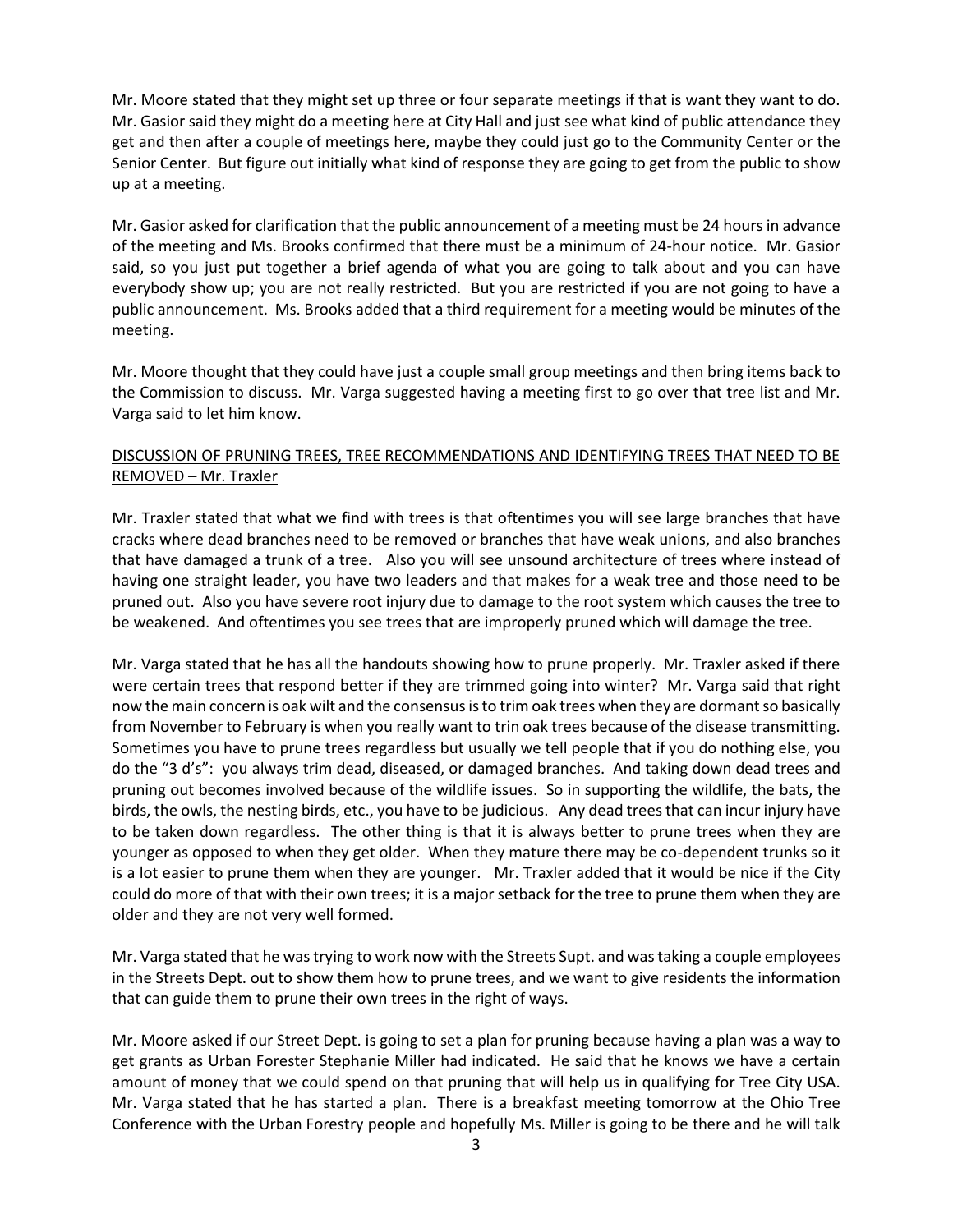Mr. Moore stated that they might set up three or four separate meetings if that is want they want to do. Mr. Gasior said they might do a meeting here at City Hall and just see what kind of public attendance they get and then after a couple of meetings here, maybe they could just go to the Community Center or the Senior Center. But figure out initially what kind of response they are going to get from the public to show up at a meeting.

Mr. Gasior asked for clarification that the public announcement of a meeting must be 24 hours in advance of the meeting and Ms. Brooks confirmed that there must be a minimum of 24-hour notice. Mr. Gasior said, so you just put together a brief agenda of what you are going to talk about and you can have everybody show up; you are not really restricted. But you are restricted if you are not going to have a public announcement. Ms. Brooks added that a third requirement for a meeting would be minutes of the meeting.

Mr. Moore thought that they could have just a couple small group meetings and then bring items back to the Commission to discuss. Mr. Varga suggested having a meeting first to go over that tree list and Mr. Varga said to let him know.

<u>DISCUSSION OF PRUNING TREES, TREE RECOMMENDATIONS AND IDENTIFYING TREES THAT NEED TO BE REMOVED – Mr. Traxler</u>

Mr. Traxler stated that what we find with trees is that oftentimes you will see large branches that have cracks where dead branches need to be removed or branches that have weak unions, and also branches that have damaged a trunk of a tree. Also you will see unsound architecture of trees where instead of having one straight leader, you have two leaders and that makes for a weak tree and those need to be pruned out. Also you have severe root injury due to damage to the root system which causes the tree to be weakened. And oftentimes you see trees that are improperly pruned which will damage the tree.

Mr. Varga stated that he has all the handouts showing how to prune properly. Mr. Traxler asked if there were certain trees that respond better if they are trimmed going into winter? Mr. Varga said that right now the main concern is oak wilt and the consensus is to trim oak trees when they are dormant so basically from November to February is when you really want to trin oak trees because of the disease transmitting. Sometimes you have to prune trees regardless but usually we tell people that if you do nothing else, you do the "3 d's": you always trim dead, diseased, or damaged branches. And taking down dead trees and pruning out becomes involved because of the wildlife issues. So in supporting the wildlife, the bats, the birds, the owls, the nesting birds, etc., you have to be judicious. Any dead trees that can incur injury have to be taken down regardless. The other thing is that it is always better to prune trees when they are younger as opposed to when they get older. When they mature there may be co-dependent trunks so it is a lot easier to prune them when they are younger. Mr. Traxler added that it would be nice if the City could do more of that with their own trees; it is a major setback for the tree to prune them when they are older and they are not very well formed.

Mr. Varga stated that he was trying to work now with the Streets Supt. and was taking a couple employees in the Streets Dept. out to show them how to prune trees, and we want to give residents the information that can guide them to prune their own trees in the right of ways.

Mr. Moore asked if our Street Dept. is going to set a plan for pruning because having a plan was a way to get grants as Urban Forester Stephanie Miller had indicated. He said that he knows we have a certain amount of money that we could spend on that pruning that will help us in qualifying for Tree City USA. Mr. Varga stated that he has started a plan. There is a breakfast meeting tomorrow at the Ohio Tree Conference with the Urban Forestry people and hopefully Ms. Miller is going to be there and he will talk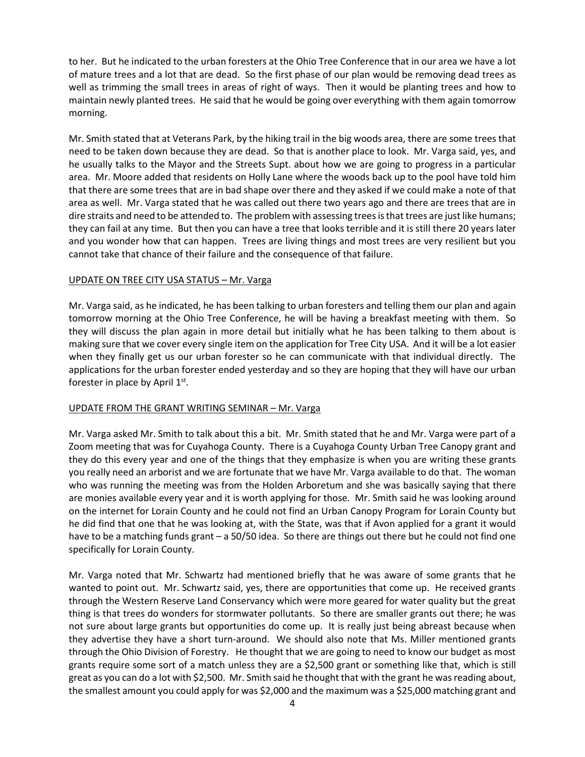to her. But he indicated to the urban foresters at the Ohio Tree Conference that in our area we have a lot of mature trees and a lot that are dead. So the first phase of our plan would be removing dead trees as well as trimming the small trees in areas of right of ways. Then it would be planting trees and how to maintain newly planted trees. He said that he would be going over everything with them again tomorrow morning.

Mr. Smith stated that at Veterans Park, by the hiking trail in the big woods area, there are some trees that need to be taken down because they are dead. So that is another place to look. Mr. Varga said, yes, and he usually talks to the Mayor and the Streets Supt. about how we are going to progress in a particular area. Mr. Moore added that residents on Holly Lane where the woods back up to the pool have told him that there are some trees that are in bad shape over there and they asked if we could make a note of that area as well. Mr. Varga stated that he was called out there two years ago and there are trees that are in dire straits and need to be attended to. The problem with assessing trees is that trees are just like humans; they can fail at any time. But then you can have a tree that looks terrible and it is still there 20 years later and you wonder how that can happen. Trees are living things and most trees are very resilient but you cannot take that chance of their failure and the consequence of that failure.

UPDATE ON TREE CITY USA STATUS – Mr. Varga

Mr. Varga said, as he indicated, he has been talking to urban foresters and telling them our plan and again tomorrow morning at the Ohio Tree Conference, he will be having a breakfast meeting with them. So they will discuss the plan again in more detail but initially what he has been talking to them about is making sure that we cover every single item on the application for Tree City USA. And it will be a lot easier when they finally get us our urban forester so he can communicate with that individual directly. The applications for the urban forester ended yesterday and so they are hoping that they will have our urban forester in place by April 1st.

UPDATE FROM THE GRANT WRITING SEMINAR – Mr. Varga

Mr. Varga asked Mr. Smith to talk about this a bit. Mr. Smith stated that he and Mr. Varga were part of a Zoom meeting that was for Cuyahoga County. There is a Cuyahoga County Urban Tree Canopy grant and they do this every year and one of the things that they emphasize is when you are writing these grants you really need an arborist and we are fortunate that we have Mr. Varga available to do that. The woman who was running the meeting was from the Holden Arboretum and she was basically saying that there are monies available every year and it is worth applying for those. Mr. Smith said he was looking around on the internet for Lorain County and he could not find an Urban Canopy Program for Lorain County but he did find that one that he was looking at, with the State, was that if Avon applied for a grant it would have to be a matching funds grant – a 50/50 idea. So there are things out there but he could not find one specifically for Lorain County.

Mr. Varga noted that Mr. Schwartz had mentioned briefly that he was aware of some grants that he wanted to point out. Mr. Schwartz said, yes, there are opportunities that come up. He received grants through the Western Reserve Land Conservancy which were more geared for water quality but the great thing is that trees do wonders for stormwater pollutants. So there are smaller grants out there; he was not sure about large grants but opportunities do come up. It is really just being abreast because when they advertise they have a short turn-around. We should also note that Ms. Miller mentioned grants through the Ohio Division of Forestry. He thought that we are going to need to know our budget as most grants require some sort of a match unless they are a $2,500 grant or something like that, which is still great as you can do a lot with $2,500. Mr. Smith said he thought that with the grant he was reading about, the smallest amount you could apply for was $2,000 and the maximum was a $25,000 matching grant and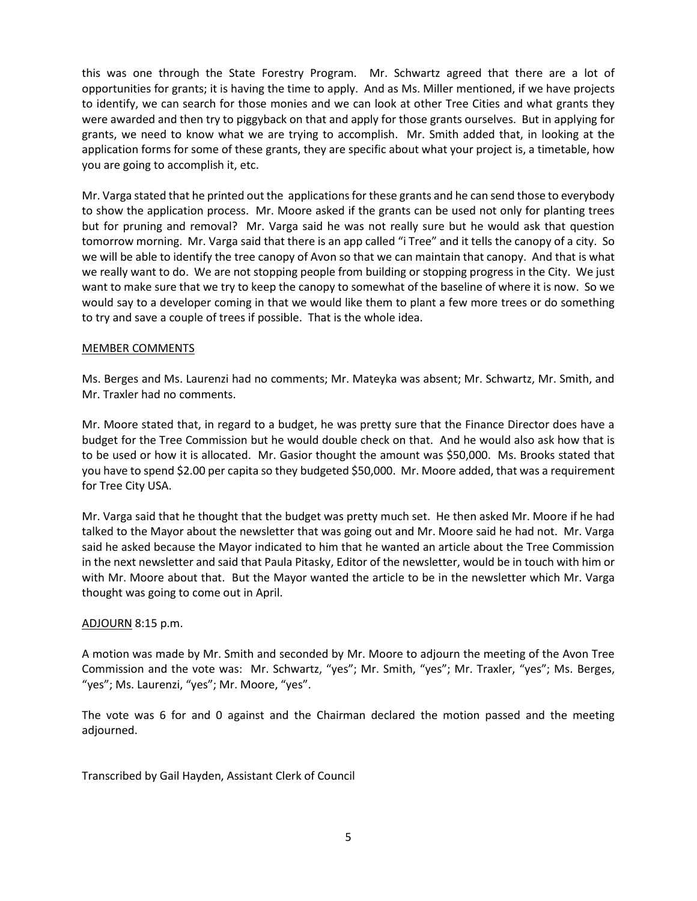this was one through the State Forestry Program. Mr. Schwartz agreed that there are a lot of opportunities for grants; it is having the time to apply. And as Ms. Miller mentioned, if we have projects to identify, we can search for those monies and we can look at other Tree Cities and what grants they were awarded and then try to piggyback on that and apply for those grants ourselves. But in applying for grants, we need to know what we are trying to accomplish. Mr. Smith added that, in looking at the application forms for some of these grants, they are specific about what your project is, a timetable, how you are going to accomplish it, etc.

Mr. Varga stated that he printed out the applications for these grants and he can send those to everybody to show the application process. Mr. Moore asked if the grants can be used not only for planting trees but for pruning and removal? Mr. Varga said he was not really sure but he would ask that question tomorrow morning. Mr. Varga said that there is an app called "i Tree" and it tells the canopy of a city. So we will be able to identify the tree canopy of Avon so that we can maintain that canopy. And that is what we really want to do. We are not stopping people from building or stopping progress in the City. We just want to make sure that we try to keep the canopy to somewhat of the baseline of where it is now. So we would say to a developer coming in that we would like them to plant a few more trees or do something to try and save a couple of trees if possible. That is the whole idea.

MEMBER COMMENTS

Ms. Berges and Ms. Laurenzi had no comments; Mr. Mateyka was absent; Mr. Schwartz, Mr. Smith, and Mr. Traxler had no comments.

Mr. Moore stated that, in regard to a budget, he was pretty sure that the Finance Director does have a budget for the Tree Commission but he would double check on that. And he would also ask how that is to be used or how it is allocated. Mr. Gasior thought the amount was $50,000. Ms. Brooks stated that you have to spend $2.00 per capita so they budgeted $50,000. Mr. Moore added, that was a requirement for Tree City USA.

Mr. Varga said that he thought that the budget was pretty much set. He then asked Mr. Moore if he had talked to the Mayor about the newsletter that was going out and Mr. Moore said he had not. Mr. Varga said he asked because the Mayor indicated to him that he wanted an article about the Tree Commission in the next newsletter and said that Paula Pitasky, Editor of the newsletter, would be in touch with him or with Mr. Moore about that. But the Mayor wanted the article to be in the newsletter which Mr. Varga thought was going to come out in April.

ADJOURN 8:15 p.m.

A motion was made by Mr. Smith and seconded by Mr. Moore to adjourn the meeting of the Avon Tree Commission and the vote was: Mr. Schwartz, "yes"; Mr. Smith, "yes"; Mr. Traxler, "yes"; Ms. Berges, "yes"; Ms. Laurenzi, "yes"; Mr. Moore, "yes".

The vote was 6 for and 0 against and the Chairman declared the motion passed and the meeting adjourned.

Transcribed by Gail Hayden, Assistant Clerk of Council